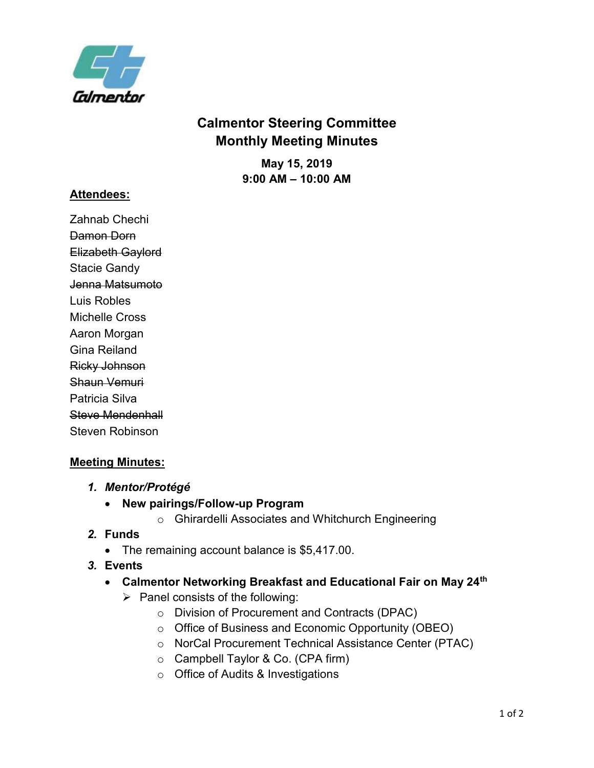# Calmentor Steering Committee
# Monthly Meeting Minutes

**May 15, 2019**
**9:00 AM – 10:00 AM**

**Attendees:**

Zahnab Chechi
~~Damon Dorn~~
~~Elizabeth Gaylord~~
Stacie Gandy
~~Jenna Matsumoto~~
Luis Robles
Michelle Cross
Aaron Morgan
Gina Reiland
~~Ricky Johnson~~
~~Shaun Vemuri~~
Patricia Silva
~~Steve Mendenhall~~
Steven Robinson

**Meeting Minutes:**

1. ***Mentor/Protégé***
   - **New pairings/Follow-up Program**
     - Ghirardelli Associates and Whitchurch Engineering
2. ***Funds***
   - The remaining account balance is $5,417.00.
3. ***Events***
   - **Calmentor Networking Breakfast and Educational Fair on May 24th**
     - Panel consists of the following:
       - Division of Procurement and Contracts (DPAC)
       - Office of Business and Economic Opportunity (OBEO)
       - NorCal Procurement Technical Assistance Center (PTAC)
       - Campbell Taylor & Co. (CPA firm)
       - Office of Audits & Investigations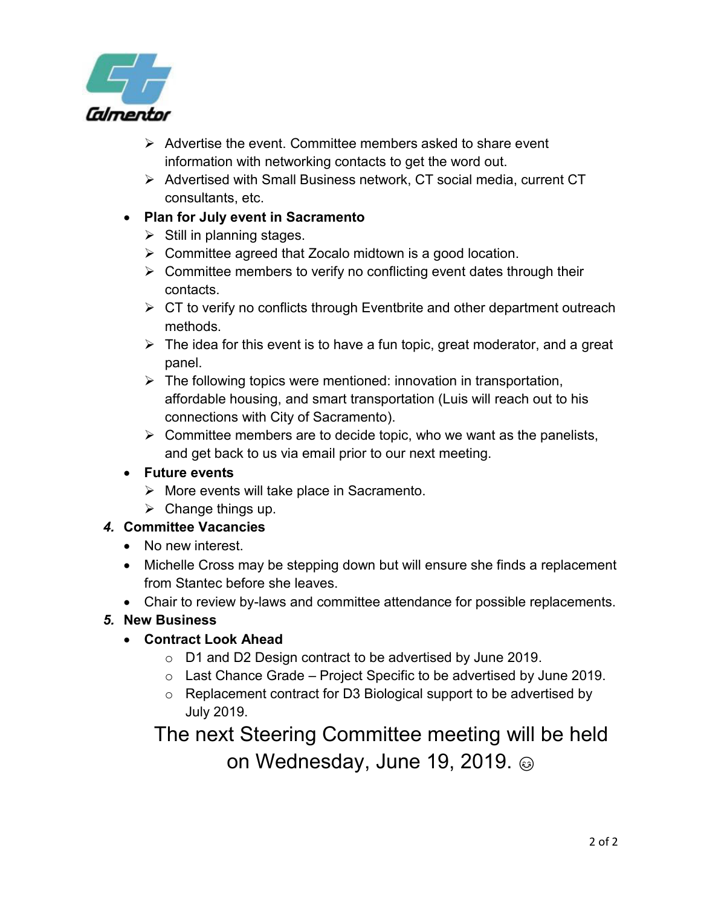- Advertise the event. Committee members asked to share event information with networking contacts to get the word out.
- Advertised with Small Business network, CT social media, current CT consultants, etc.

- **Plan for July event in Sacramento**
  - Still in planning stages.
  - Committee agreed that Zocalo midtown is a good location.
  - Committee members to verify no conflicting event dates through their contacts.
  - CT to verify no conflicts through Eventbrite and other department outreach methods.
  - The idea for this event is to have a fun topic, great moderator, and a great panel.
  - The following topics were mentioned: innovation in transportation, affordable housing, and smart transportation (Luis will reach out to his connections with City of Sacramento).
  - Committee members are to decide topic, who we want as the panelists, and get back to us via email prior to our next meeting.
- **Future events**
  - More events will take place in Sacramento.
  - Change things up.

4. ***Committee Vacancies***
   - No new interest.
   - Michelle Cross may be stepping down but will ensure she finds a replacement from Stantec before she leaves.
   - Chair to review by-laws and committee attendance for possible replacements.
5. ***New Business***
   - **Contract Look Ahead**
     - D1 and D2 Design contract to be advertised by June 2019.
     - Last Chance Grade – Project Specific to be advertised by June 2019.
     - Replacement contract for D3 Biological support to be advertised by July 2019.

The next Steering Committee meeting will be held on Wednesday, June 19, 2019. ☺